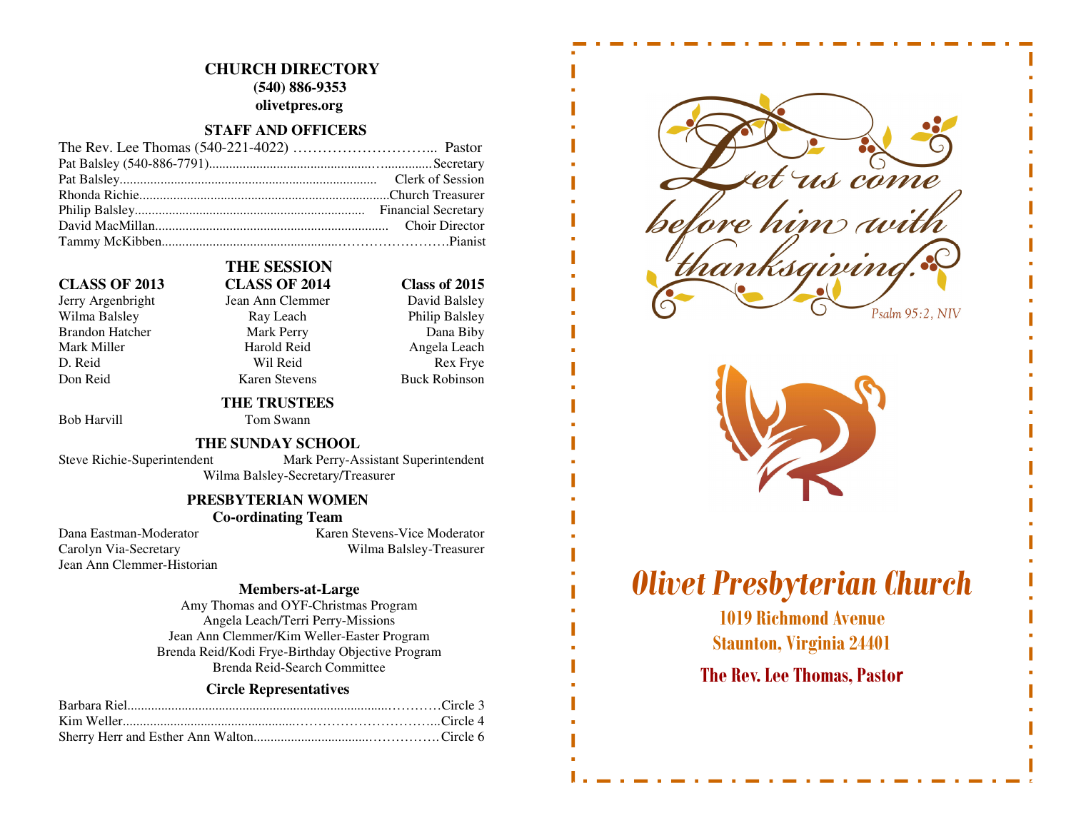# CHURCH DIRECTORY

**(540) 886-9353**

**olivetpres.org**

## STAFF AND OFFICERS

| Name | Position |
|---|---|
| The Rev. Lee Thomas (540-221-4022) | Pastor |
| Pat Balsley (540-886-7791) | Secretary |
| Pat Balsley | Clerk of Session |
| Rhonda Richie | Church Treasurer |
| Philip Balsley | Financial Secretary |
| David MacMillan | Choir Director |
| Tammy McKibben | Pianist |

## THE SESSION

| CLASS OF 2013 | CLASS OF 2014 | Class of 2015 |
|---|---|---|
| Jerry Argenbright | Jean Ann Clemmer | David Balsley |
| Wilma Balsley | Ray Leach | Philip Balsley |
| Brandon Hatcher | Mark Perry | Dana Biby |
| Mark Miller | Harold Reid | Angela Leach |
| D. Reid | Wil Reid | Rex Frye |
| Don Reid | Karen Stevens | Buck Robinson |

## THE TRUSTEES

Bob Harvill
Tom Swann

## THE SUNDAY SCHOOL

Steve Richie-Superintendent
Mark Perry-Assistant Superintendent
Wilma Balsley-Secretary/Treasurer

## PRESBYTERIAN WOMEN

### Co-ordinating Team

Dana Eastman-Moderator
Karen Stevens-Vice Moderator
Carolyn Via-Secretary
Wilma Balsley-Treasurer
Jean Ann Clemmer-Historian

### Members-at-Large

Amy Thomas and OYF-Christmas Program
Angela Leach/Terri Perry-Missions
Jean Ann Clemmer/Kim Weller-Easter Program
Brenda Reid/Kodi Frye-Birthday Objective Program
Brenda Reid-Search Committee

### Circle Representatives

| Name | Circle |
|---|---|
| Barbara Riel | Circle 3 |
| Kim Weller | Circle 4 |
| Sherry Herr and Esther Ann Walton | Circle 6 |

*Let us come before him with thanksgiving.*
*Psalm 95:2, NIV*

# Olivet Presbyterian Church

**1019 Richmond Avenue**
**Staunton, Virginia 24401**

**The Rev. Lee Thomas, Pastor**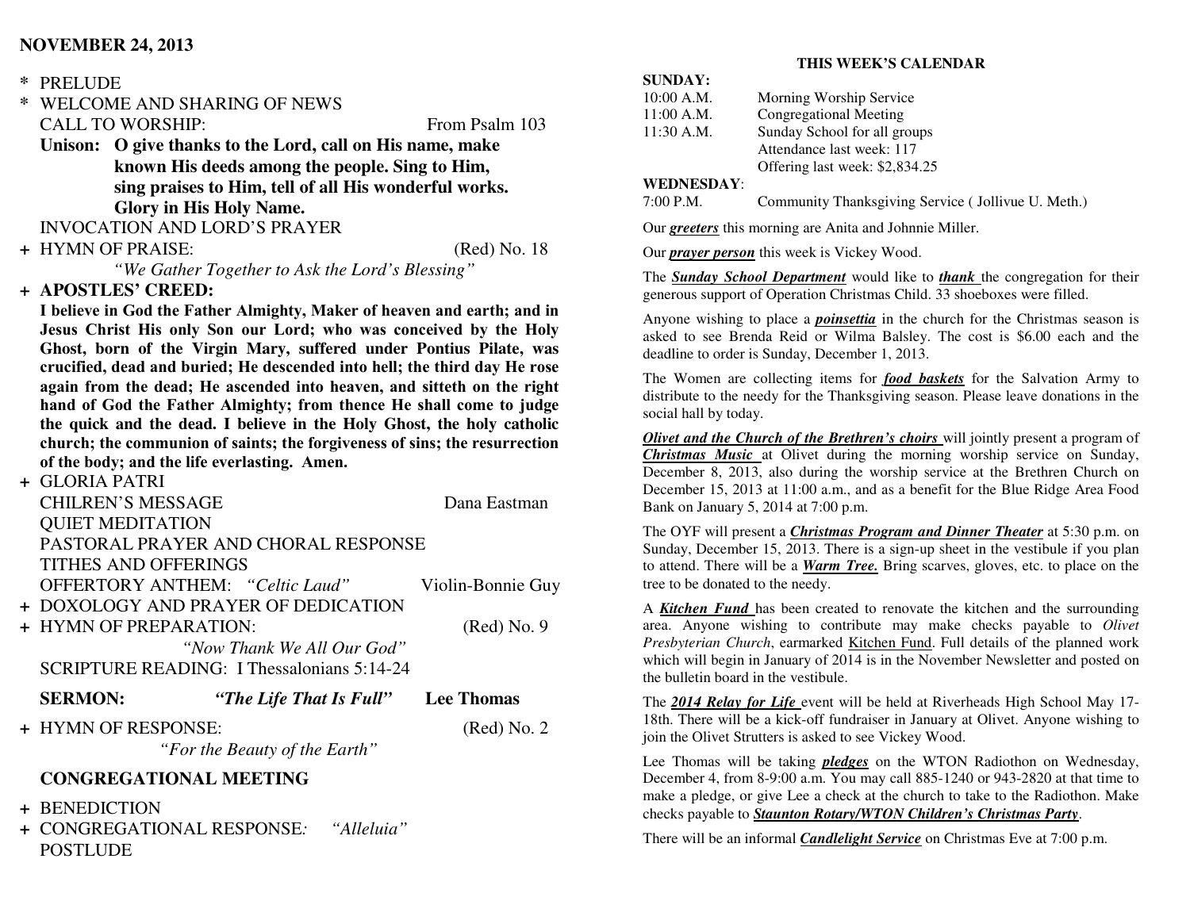**NOVEMBER 24, 2013**

\* PRELUDE

\* WELCOME AND SHARING OF NEWS

CALL TO WORSHIP: From Psalm 103

**Unison: O give thanks to the Lord, call on His name, make known His deeds among the people. Sing to Him, sing praises to Him, tell of all His wonderful works. Glory in His Holy Name.**

INVOCATION AND LORD'S PRAYER

\+ HYMN OF PRAISE: (Red) No. 18

*"We Gather Together to Ask the Lord's Blessing"*

\+ **APOSTLES' CREED:**

**I believe in God the Father Almighty, Maker of heaven and earth; and in Jesus Christ His only Son our Lord; who was conceived by the Holy Ghost, born of the Virgin Mary, suffered under Pontius Pilate, was crucified, dead and buried; He descended into hell; the third day He rose again from the dead; He ascended into heaven, and sitteth on the right hand of God the Father Almighty; from thence He shall come to judge the quick and the dead. I believe in the Holy Ghost, the holy catholic church; the communion of saints; the forgiveness of sins; the resurrection of the body; and the life everlasting. Amen.**

\+ GLORIA PATRI

CHILREN'S MESSAGE Dana Eastman

QUIET MEDITATION

PASTORAL PRAYER AND CHORAL RESPONSE

TITHES AND OFFERINGS

OFFERTORY ANTHEM: *"Celtic Laud"* Violin-Bonnie Guy

\+ DOXOLOGY AND PRAYER OF DEDICATION

\+ HYMN OF PREPARATION: (Red) No. 9

*"Now Thank We All Our God"*

SCRIPTURE READING: I Thessalonians 5:14-24

**SERMON: *"The Life That Is Full"* Lee Thomas**

\+ HYMN OF RESPONSE: (Red) No. 2

*"For the Beauty of the Earth"*

**CONGREGATIONAL MEETING**

\+ BENEDICTION

\+ CONGREGATIONAL RESPONSE*:* *"Alleluia"*

POSTLUDE

**THIS WEEK'S CALENDAR**

**SUNDAY:**

10:00 A.M. Morning Worship Service

11:00 A.M. Congregational Meeting

11:30 A.M. Sunday School for all groups

Attendance last week: 117

Offering last week: $2,834.25

**WEDNESDAY**:

7:00 P.M. Community Thanksgiving Service ( Jollivue U. Meth.)

Our ***greeters*** this morning are Anita and Johnnie Miller.

Our ***prayer person*** this week is Vickey Wood.

The ***Sunday School Department*** would like to ***thank*** the congregation for their generous support of Operation Christmas Child. 33 shoeboxes were filled.

Anyone wishing to place a ***poinsettia*** in the church for the Christmas season is asked to see Brenda Reid or Wilma Balsley. The cost is $6.00 each and the deadline to order is Sunday, December 1, 2013.

The Women are collecting items for ***food baskets*** for the Salvation Army to distribute to the needy for the Thanksgiving season. Please leave donations in the social hall by today.

***Olivet and the Church of the Brethren's choirs*** will jointly present a program of ***Christmas Music*** at Olivet during the morning worship service on Sunday, December 8, 2013, also during the worship service at the Brethren Church on December 15, 2013 at 11:00 a.m., and as a benefit for the Blue Ridge Area Food Bank on January 5, 2014 at 7:00 p.m.

The OYF will present a ***Christmas Program and Dinner Theater*** at 5:30 p.m. on Sunday, December 15, 2013. There is a sign-up sheet in the vestibule if you plan to attend. There will be a ***Warm Tree.*** Bring scarves, gloves, etc. to place on the tree to be donated to the needy.

A ***Kitchen Fund*** has been created to renovate the kitchen and the surrounding area. Anyone wishing to contribute may make checks payable to *Olivet Presbyterian Church*, earmarked Kitchen Fund. Full details of the planned work which will begin in January of 2014 is in the November Newsletter and posted on the bulletin board in the vestibule.

The ***2014 Relay for Life*** event will be held at Riverheads High School May 17-18th. There will be a kick-off fundraiser in January at Olivet. Anyone wishing to join the Olivet Strutters is asked to see Vickey Wood.

Lee Thomas will be taking ***pledges*** on the WTON Radiothon on Wednesday, December 4, from 8-9:00 a.m. You may call 885-1240 or 943-2820 at that time to make a pledge, or give Lee a check at the church to take to the Radiothon. Make checks payable to ***Staunton Rotary/WTON Children's Christmas Party***.

There will be an informal ***Candlelight Service*** on Christmas Eve at 7:00 p.m.